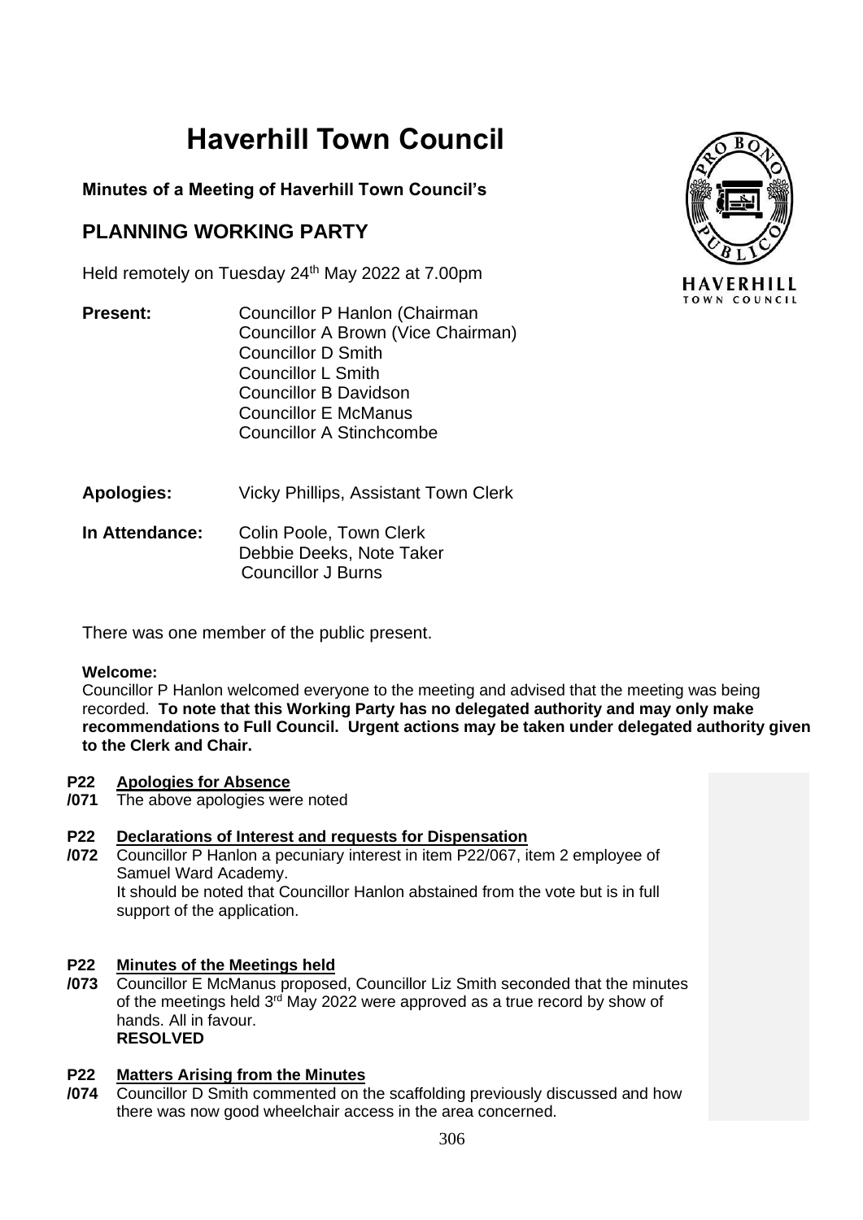# Haverhill Town Council

**Minutes of a Meeting of Haverhill Town Council's**

## PLANNING WORKING PARTY

Held remotely on Tuesday 24th May 2022 at 7.00pm

**Present:** Councillor P Hanlon (Chairman
Councillor A Brown (Vice Chairman)
Councillor D Smith
Councillor L Smith
Councillor B Davidson
Councillor E McManus
Councillor A Stinchcombe

**Apologies:** Vicky Phillips, Assistant Town Clerk

**In Attendance:** Colin Poole, Town Clerk
Debbie Deeks, Note Taker
Councillor J Burns

There was one member of the public present.

**Welcome:**
Councillor P Hanlon welcomed everyone to the meeting and advised that the meeting was being recorded. **To note that this Working Party has no delegated authority and may only make recommendations to Full Council. Urgent actions may be taken under delegated authority given to the Clerk and Chair.**

**P22/071 Apologies for Absence**
The above apologies were noted

**P22/072 Declarations of Interest and requests for Dispensation**
Councillor P Hanlon a pecuniary interest in item P22/067, item 2 employee of Samuel Ward Academy.
It should be noted that Councillor Hanlon abstained from the vote but is in full support of the application.

**P22/073 Minutes of the Meetings held**
Councillor E McManus proposed, Councillor Liz Smith seconded that the minutes of the meetings held 3rd May 2022 were approved as a true record by show of hands. All in favour.
**RESOLVED**

**P22/074 Matters Arising from the Minutes**
Councillor D Smith commented on the scaffolding previously discussed and how there was now good wheelchair access in the area concerned.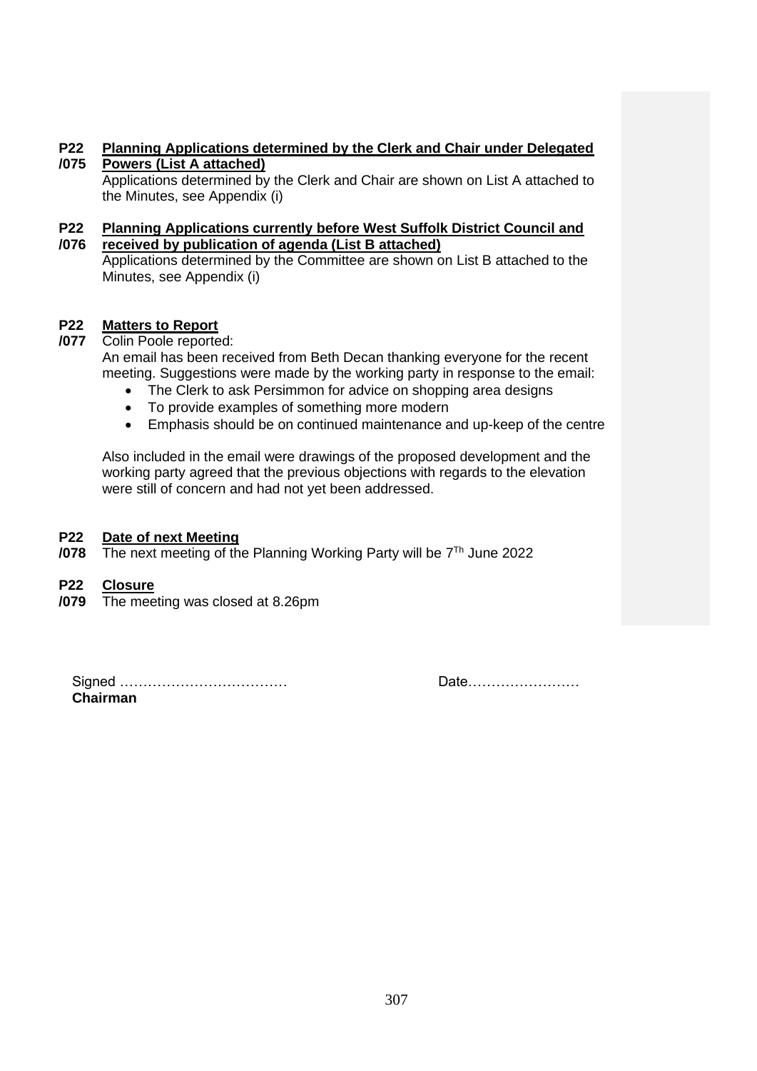**P22/075** **Planning Applications determined by the Clerk and Chair under Delegated Powers (List A attached)**

Applications determined by the Clerk and Chair are shown on List A attached to the Minutes, see Appendix (i)

**P22/076** **Planning Applications currently before West Suffolk District Council and received by publication of agenda (List B attached)**

Applications determined by the Committee are shown on List B attached to the Minutes, see Appendix (i)

**P22/077** **Matters to Report**

Colin Poole reported:

An email has been received from Beth Decan thanking everyone for the recent meeting. Suggestions were made by the working party in response to the email:

- The Clerk to ask Persimmon for advice on shopping area designs
- To provide examples of something more modern
- Emphasis should be on continued maintenance and up-keep of the centre

Also included in the email were drawings of the proposed development and the working party agreed that the previous objections with regards to the elevation were still of concern and had not yet been addressed.

**P22/078** **Date of next Meeting**

The next meeting of the Planning Working Party will be 7[Th] June 2022

**P22/079** **Closure**

The meeting was closed at 8.26pm

Signed ……………………………… Date……………………
**Chairman**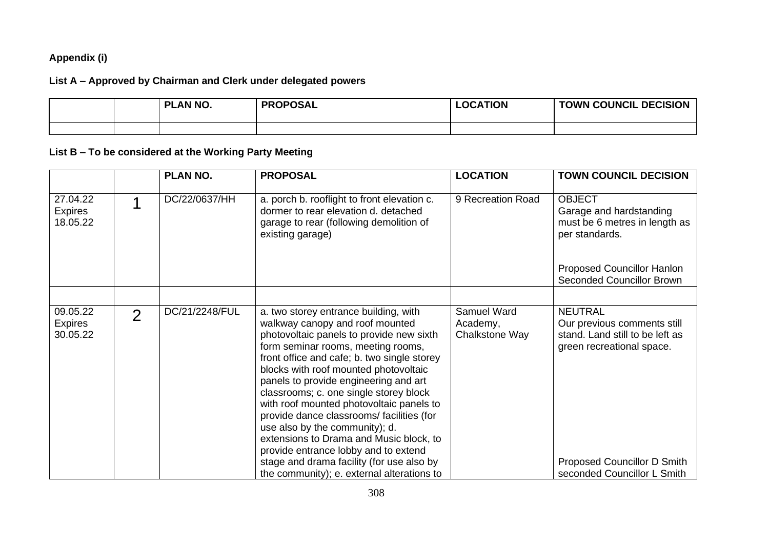**Appendix (i)**

**List A – Approved by Chairman and Clerk under delegated powers**

| | | PLAN NO. | PROPOSAL | LOCATION | TOWN COUNCIL DECISION |
|---|---|---|---|---|---|
| | | | | | |

**List B – To be considered at the Working Party Meeting**

| | | PLAN NO. | PROPOSAL | LOCATION | TOWN COUNCIL DECISION |
|---|---|---|---|---|---|
| 27.04.22 Expires 18.05.22 | 1 | DC/22/0637/HH | a. porch b. rooflight to front elevation c. dormer to rear elevation d. detached garage to rear (following demolition of existing garage) | 9 Recreation Road | OBJECT Garage and hardstanding must be 6 metres in length as per standards. Proposed Councillor Hanlon Seconded Councillor Brown |
| | | | | | |
| 09.05.22 Expires 30.05.22 | 2 | DC/21/2248/FUL | a. two storey entrance building, with walkway canopy and roof mounted photovoltaic panels to provide new sixth form seminar rooms, meeting rooms, front office and cafe; b. two single storey blocks with roof mounted photovoltaic panels to provide engineering and art classrooms; c. one single storey block with roof mounted photovoltaic panels to provide dance classrooms/ facilities (for use also by the community); d. extensions to Drama and Music block, to provide entrance lobby and to extend stage and drama facility (for use also by the community); e. external alterations to | Samuel Ward Academy, Chalkstone Way | NEUTRAL Our previous comments still stand. Land still to be left as green recreational space. Proposed Councillor D Smith seconded Councillor L Smith |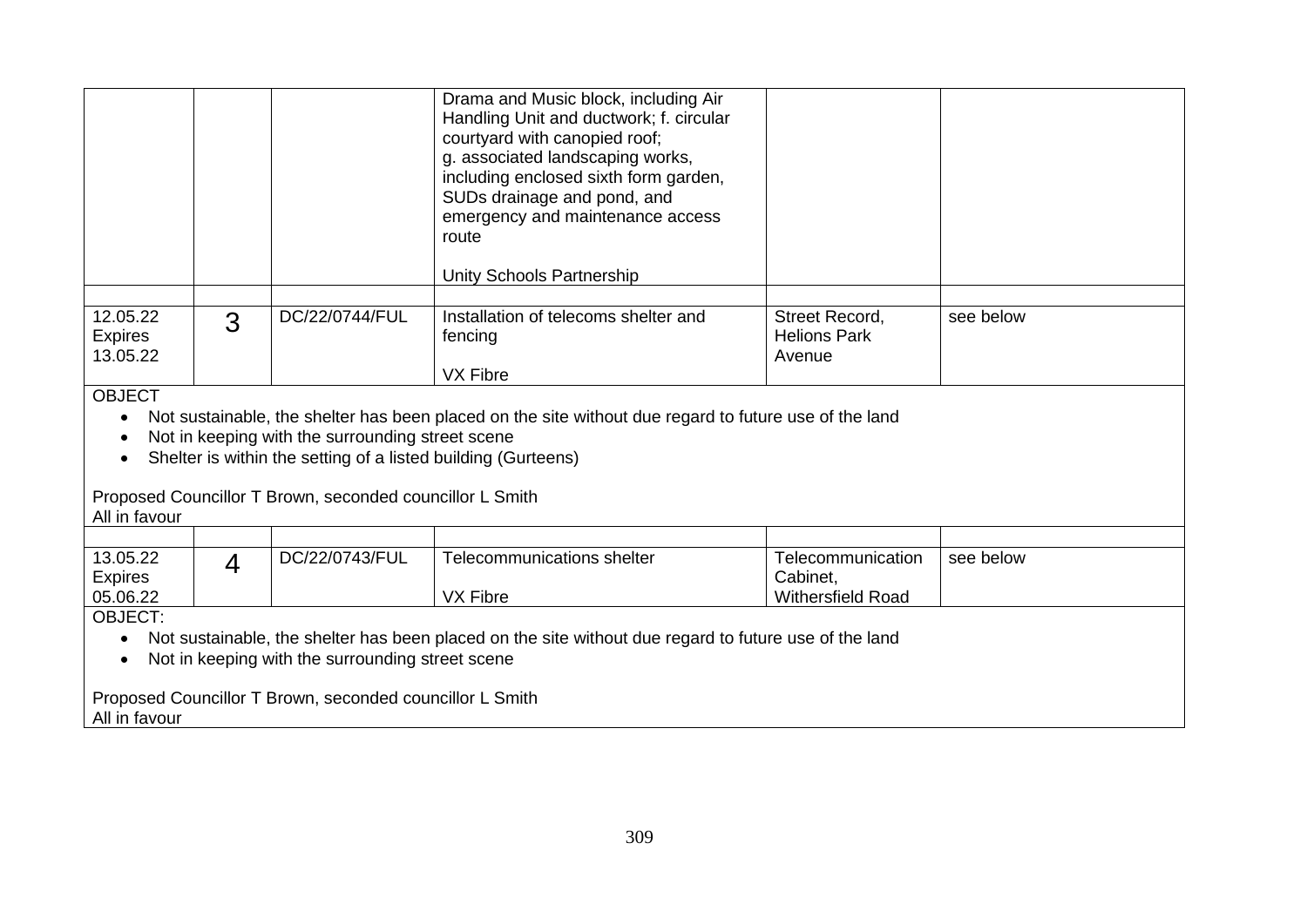| | | | | | |
|---|---|---|---|---|---|
| | | | Drama and Music block, including Air Handling Unit and ductwork; f. circular courtyard with canopied roof; g. associated landscaping works, including enclosed sixth form garden, SUDs drainage and pond, and emergency and maintenance access route<br><br>Unity Schools Partnership | | |
| | | | | | |
| 12.05.22 Expires 13.05.22 | 3 | DC/22/0744/FUL | Installation of telecoms shelter and fencing<br><br>VX Fibre | Street Record, Helions Park Avenue | see below |

OBJECT

- Not sustainable, the shelter has been placed on the site without due regard to future use of the land
- Not in keeping with the surrounding street scene
- Shelter is within the setting of a listed building (Gurteens)

Proposed Councillor T Brown, seconded councillor L Smith
All in favour

| | | | | | |
|---|---|---|---|---|---|
| 13.05.22 Expires 05.06.22 | 4 | DC/22/0743/FUL | Telecommunications shelter<br><br>VX Fibre | Telecommunication Cabinet, Withersfield Road | see below |

OBJECT:

- Not sustainable, the shelter has been placed on the site without due regard to future use of the land
- Not in keeping with the surrounding street scene

Proposed Councillor T Brown, seconded councillor L Smith
All in favour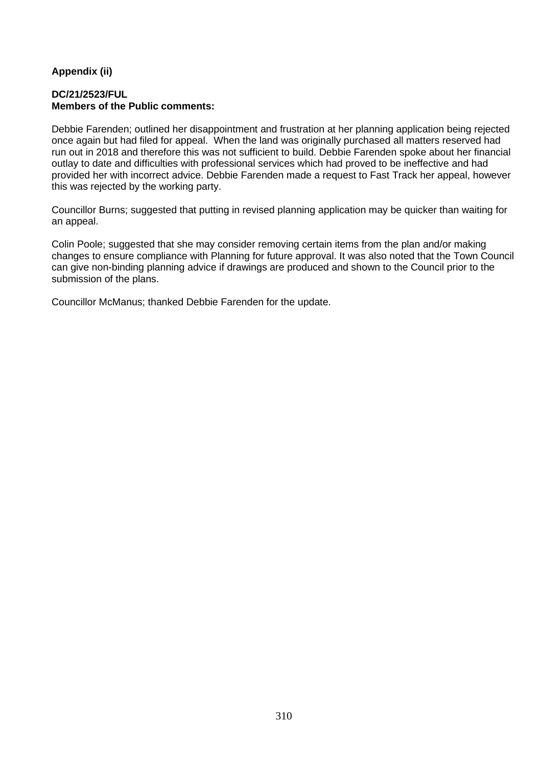**Appendix (ii)**

**DC/21/2523/FUL**
**Members of the Public comments:**

Debbie Farenden; outlined her disappointment and frustration at her planning application being rejected once again but had filed for appeal. When the land was originally purchased all matters reserved had run out in 2018 and therefore this was not sufficient to build. Debbie Farenden spoke about her financial outlay to date and difficulties with professional services which had proved to be ineffective and had provided her with incorrect advice. Debbie Farenden made a request to Fast Track her appeal, however this was rejected by the working party.

Councillor Burns; suggested that putting in revised planning application may be quicker than waiting for an appeal.

Colin Poole; suggested that she may consider removing certain items from the plan and/or making changes to ensure compliance with Planning for future approval. It was also noted that the Town Council can give non-binding planning advice if drawings are produced and shown to the Council prior to the submission of the plans.

Councillor McManus; thanked Debbie Farenden for the update.